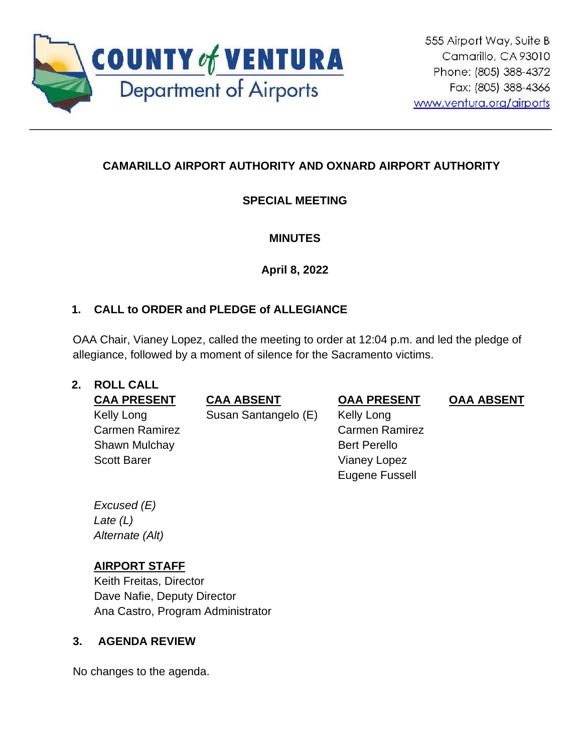**COUNTY of VENTURA**
**Department of Airports**

555 Airport Way, Suite B
Camarillo, CA 93010
Phone: (805) 388-4372
Fax: (805) 388-4366
www.ventura.org/airports

---

# CAMARILLO AIRPORT AUTHORITY AND OXNARD AIRPORT AUTHORITY

## SPECIAL MEETING

## MINUTES

**April 8, 2022**

### 1. CALL to ORDER and PLEDGE of ALLEGIANCE

OAA Chair, Vianey Lopez, called the meeting to order at 12:04 p.m. and led the pledge of allegiance, followed by a moment of silence for the Sacramento victims.

### 2. ROLL CALL

| CAA PRESENT | CAA ABSENT | OAA PRESENT | OAA ABSENT |
|---|---|---|---|
| Kelly Long | Susan Santangelo (E) | Kelly Long | |
| Carmen Ramirez | | Carmen Ramirez | |
| Shawn Mulchay | | Bert Perello | |
| Scott Barer | | Vianey Lopez | |
| | | Eugene Fussell | |

*Excused (E)*
*Late (L)*
*Alternate (Alt)*

**AIRPORT STAFF**
Keith Freitas, Director
Dave Nafie, Deputy Director
Ana Castro, Program Administrator

### 3. AGENDA REVIEW

No changes to the agenda.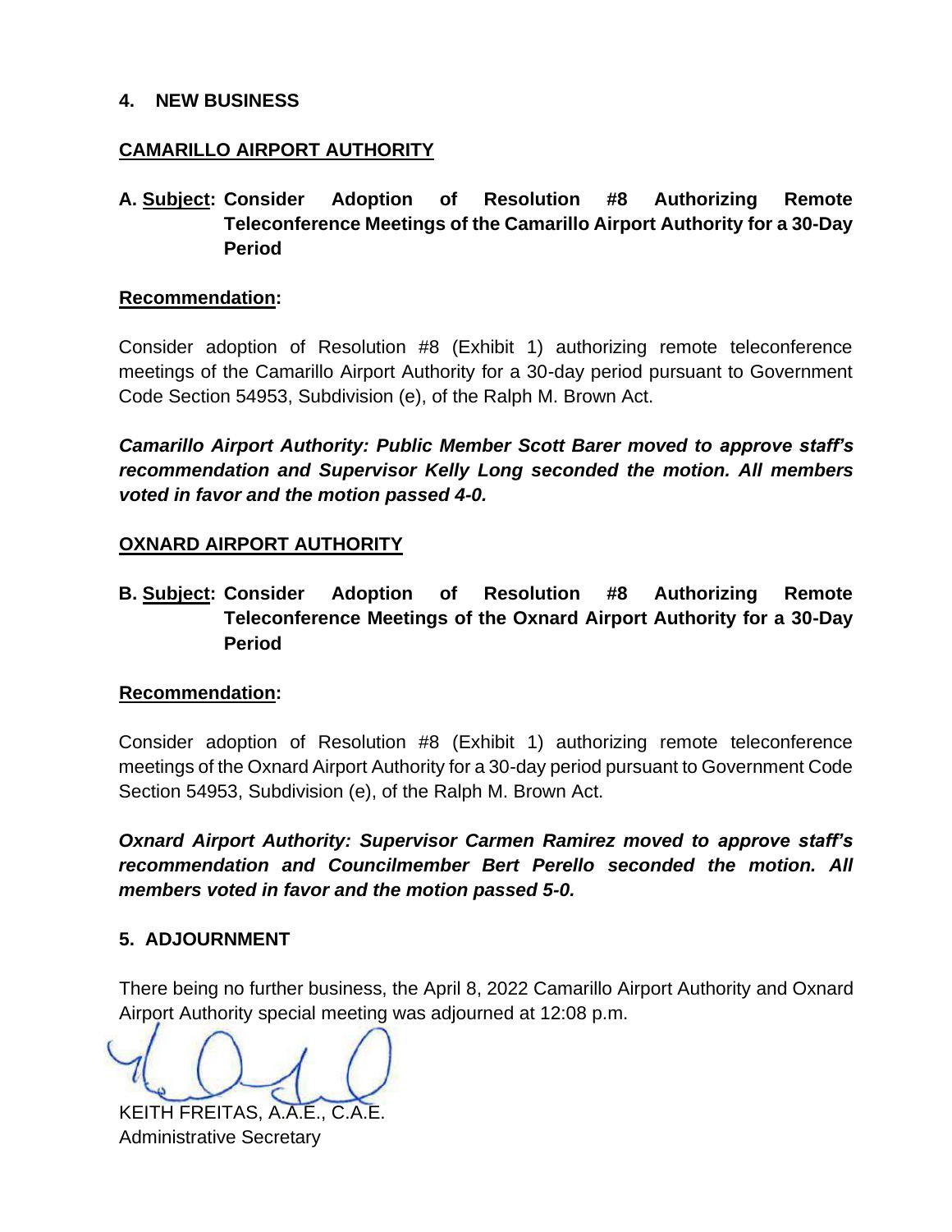## 4. NEW BUSINESS

### CAMARILLO AIRPORT AUTHORITY

**A. <u>Subject</u>: Consider Adoption of Resolution #8 Authorizing Remote Teleconference Meetings of the Camarillo Airport Authority for a 30-Day Period**

**<u>Recommendation</u>:**

Consider adoption of Resolution #8 (Exhibit 1) authorizing remote teleconference meetings of the Camarillo Airport Authority for a 30-day period pursuant to Government Code Section 54953, Subdivision (e), of the Ralph M. Brown Act.

***Camarillo Airport Authority: Public Member Scott Barer moved to approve staff's recommendation and Supervisor Kelly Long seconded the motion. All members voted in favor and the motion passed 4-0.***

### OXNARD AIRPORT AUTHORITY

**B. <u>Subject</u>: Consider Adoption of Resolution #8 Authorizing Remote Teleconference Meetings of the Oxnard Airport Authority for a 30-Day Period**

**<u>Recommendation</u>:**

Consider adoption of Resolution #8 (Exhibit 1) authorizing remote teleconference meetings of the Oxnard Airport Authority for a 30-day period pursuant to Government Code Section 54953, Subdivision (e), of the Ralph M. Brown Act.

***Oxnard Airport Authority: Supervisor Carmen Ramirez moved to approve staff's recommendation and Councilmember Bert Perello seconded the motion. All members voted in favor and the motion passed 5-0.***

## 5. ADJOURNMENT

There being no further business, the April 8, 2022 Camarillo Airport Authority and Oxnard Airport Authority special meeting was adjourned at 12:08 p.m.

KEITH FREITAS, A.A.E., C.A.E.
Administrative Secretary